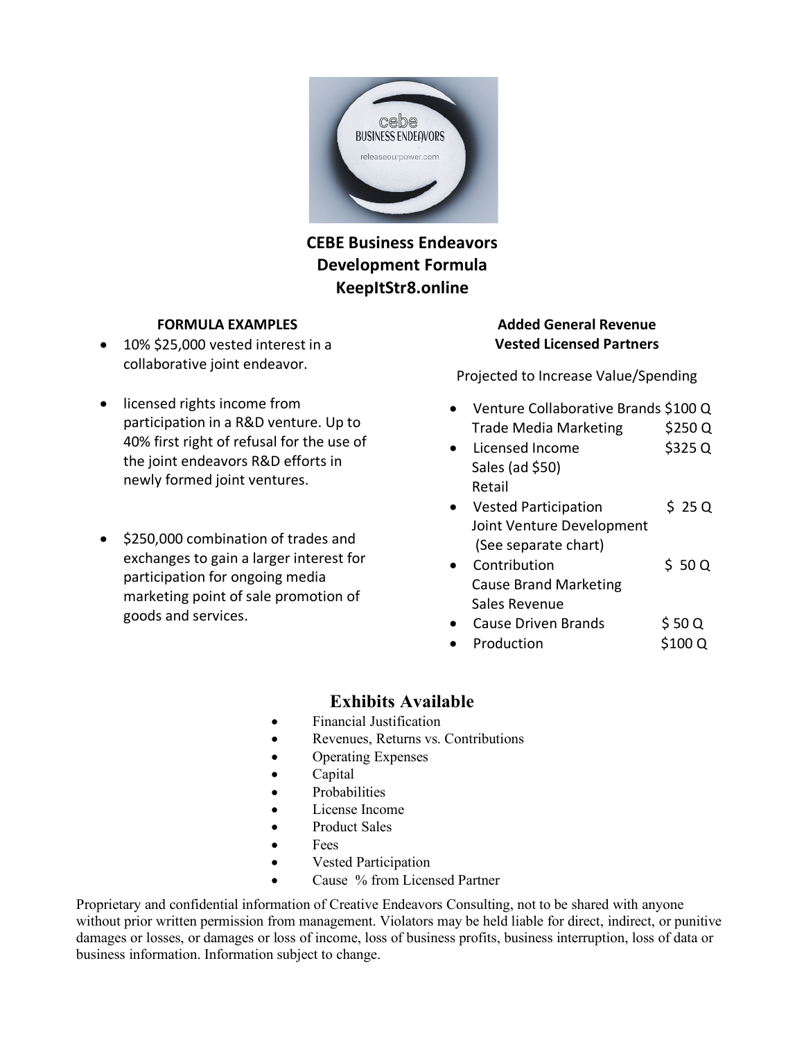# CEBE Business Endeavors
# Development Formula
# KeepItStr8.online

### FORMULA EXAMPLES

- 10% $25,000 vested interest in a collaborative joint endeavor.
- licensed rights income from participation in a R&D venture. Up to 40% first right of refusal for the use of the joint endeavors R&D efforts in newly formed joint ventures.
- $250,000 combination of trades and exchanges to gain a larger interest for participation for ongoing media marketing point of sale promotion of goods and services.

### Added General Revenue
### Vested Licensed Partners

Projected to Increase Value/Spending

- Venture Collaborative Brands $100 Q
  Trade Media Marketing $250 Q
- Licensed Income $325 Q
  Sales (ad $50)
  Retail
- Vested Participation $ 25 Q
  Joint Venture Development
  (See separate chart)
- Contribution $ 50 Q
  Cause Brand Marketing
  Sales Revenue
- Cause Driven Brands $ 50 Q
- Production $100 Q

## Exhibits Available

- Financial Justification
- Revenues, Returns vs. Contributions
- Operating Expenses
- Capital
- Probabilities
- License Income
- Product Sales
- Fees
- Vested Participation
- Cause % from Licensed Partner

Proprietary and confidential information of Creative Endeavors Consulting, not to be shared with anyone without prior written permission from management. Violators may be held liable for direct, indirect, or punitive damages or losses, or damages or loss of income, loss of business profits, business interruption, loss of data or business information. Information subject to change.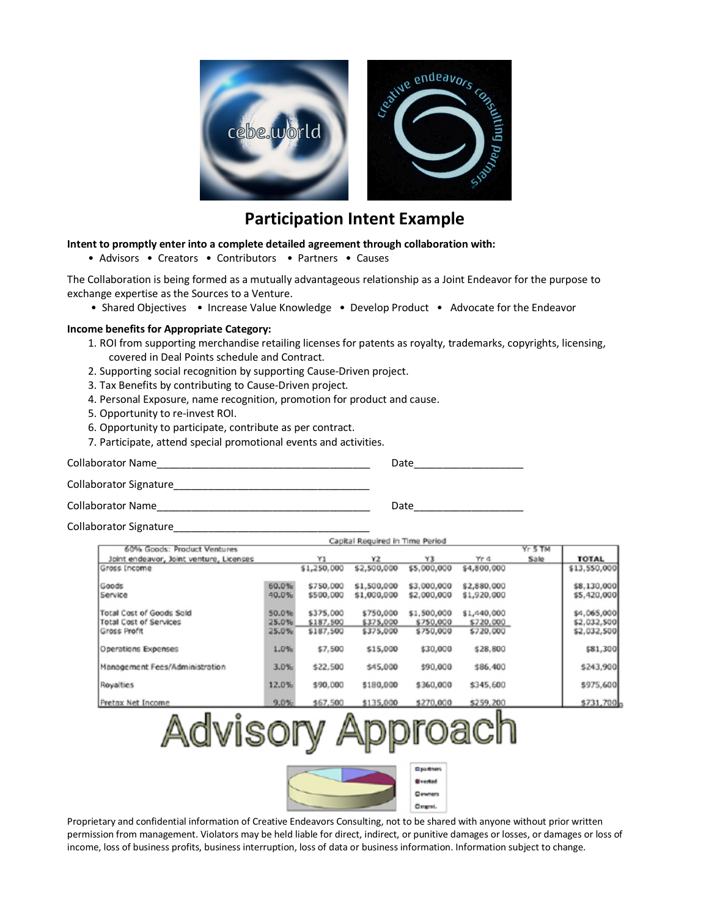cebe.world

creative endeavors consulting partners

# Participation Intent Example

**Intent to promptly enter into a complete detailed agreement through collaboration with:**

- Advisors • Creators • Contributors • Partners • Causes

The Collaboration is being formed as a mutually advantageous relationship as a Joint Endeavor for the purpose to exchange expertise as the Sources to a Venture.

- Shared Objectives • Increase Value Knowledge • Develop Product • Advocate for the Endeavor

**Income benefits for Appropriate Category:**

1. ROI from supporting merchandise retailing licenses for patents as royalty, trademarks, copyrights, licensing, covered in Deal Points schedule and Contract.
2. Supporting social recognition by supporting Cause-Driven project.
3. Tax Benefits by contributing to Cause-Driven project.
4. Personal Exposure, name recognition, promotion for product and cause.
5. Opportunity to re-invest ROI.
6. Opportunity to participate, contribute as per contract.
7. Participate, attend special promotional events and activities.

Collaborator Name_______________________________________ Date___________________

Collaborator Signature___________________________________

Collaborator Name_______________________________________ Date___________________

Collaborator Signature___________________________________

Capital Required in Time Period

| 60% Goods: Product Ventures<br>Joint endeavor, Joint venture, Licenses | | Y1 | Y2 | Y3 | Yr 4 | Yr 5 TM Sale | TOTAL |
|---|---|---|---|---|---|---|---|
| Gross Income | | $1,250,000 | $2,500,000 | $5,000,000 | $4,800,000 | | $13,550,000 |
| Goods | 60.0% | $750,000 | $1,500,000 | $3,000,000 | $2,880,000 | | $8,130,000 |
| Service | 40.0% | $500,000 | $1,000,000 | $2,000,000 | $1,920,000 | | $5,420,000 |
| Total Cost of Goods Sold | 50.0% | $375,000 | $750,000 | $1,500,000 | $1,440,000 | | $4,065,000 |
| Total Cost of Services | 25.0% | $187,500 | $375,000 | $750,000 | $720,000 | | $2,032,500 |
| Gross Profit | 25.0% | $187,500 | $375,000 | $750,000 | $720,000 | | $2,032,500 |
| Operations Expenses | 1.0% | $7,500 | $15,000 | $30,000 | $28,800 | | $81,300 |
| Management Fees/Administration | 3.0% | $22,500 | $45,000 | $90,000 | $86,400 | | $243,900 |
| Royalties | 12.0% | $90,000 | $180,000 | $360,000 | $345,600 | | $975,600 |
| Pretax Net Income | 9.0% | $67,500 | $135,000 | $270,000 | $259,200 | | $731,700 |

# Advisory Approach

partners
vested
owners
mgmt.

Proprietary and confidential information of Creative Endeavors Consulting, not to be shared with anyone without prior written permission from management. Violators may be held liable for direct, indirect, or punitive damages or losses, or damages or loss of income, loss of business profits, business interruption, loss of data or business information. Information subject to change.